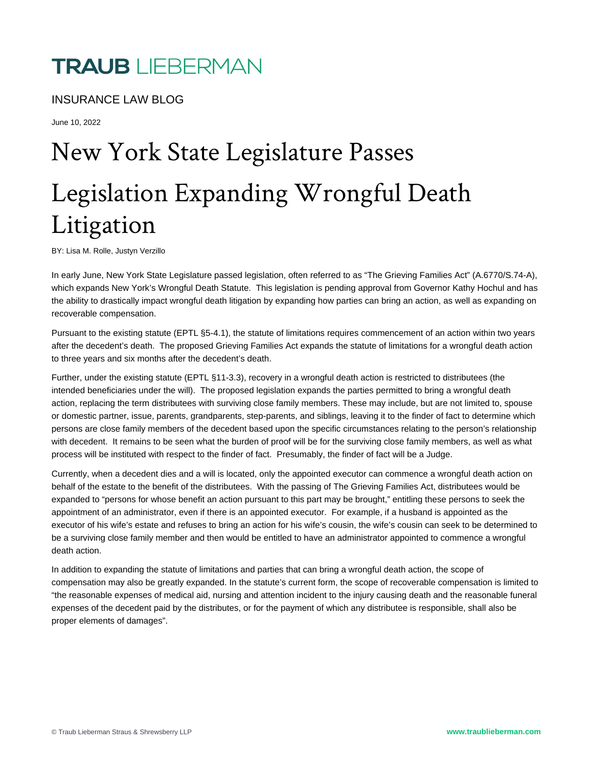# TRAUB LIEBERMAN

INSURANCE LAW BLOG

June 10, 2022

# New York State Legislature Passes Legislation Expanding Wrongful Death Litigation

BY: Lisa M. Rolle, Justyn Verzillo

In early June, New York State Legislature passed legislation, often referred to as "The Grieving Families Act" (A.6770/S.74-A), which expands New York's Wrongful Death Statute.  This legislation is pending approval from Governor Kathy Hochul and has the ability to drastically impact wrongful death litigation by expanding how parties can bring an action, as well as expanding on recoverable compensation.

Pursuant to the existing statute (EPTL §5-4.1), the statute of limitations requires commencement of an action within two years after the decedent's death.  The proposed Grieving Families Act expands the statute of limitations for a wrongful death action to three years and six months after the decedent's death.

Further, under the existing statute (EPTL §11-3.3), recovery in a wrongful death action is restricted to distributees (the intended beneficiaries under the will).  The proposed legislation expands the parties permitted to bring a wrongful death action, replacing the term distributees with surviving close family members. These may include, but are not limited to, spouse or domestic partner, issue, parents, grandparents, step-parents, and siblings, leaving it to the finder of fact to determine which persons are close family members of the decedent based upon the specific circumstances relating to the person's relationship with decedent.  It remains to be seen what the burden of proof will be for the surviving close family members, as well as what process will be instituted with respect to the finder of fact.  Presumably, the finder of fact will be a Judge.

Currently, when a decedent dies and a will is located, only the appointed executor can commence a wrongful death action on behalf of the estate to the benefit of the distributees.  With the passing of The Grieving Families Act, distributees would be expanded to "persons for whose benefit an action pursuant to this part may be brought," entitling these persons to seek the appointment of an administrator, even if there is an appointed executor.  For example, if a husband is appointed as the executor of his wife's estate and refuses to bring an action for his wife's cousin, the wife's cousin can seek to be determined to be a surviving close family member and then would be entitled to have an administrator appointed to commence a wrongful death action.

In addition to expanding the statute of limitations and parties that can bring a wrongful death action, the scope of compensation may also be greatly expanded. In the statute's current form, the scope of recoverable compensation is limited to "the reasonable expenses of medical aid, nursing and attention incident to the injury causing death and the reasonable funeral expenses of the decedent paid by the distributes, or for the payment of which any distributee is responsible, shall also be proper elements of damages".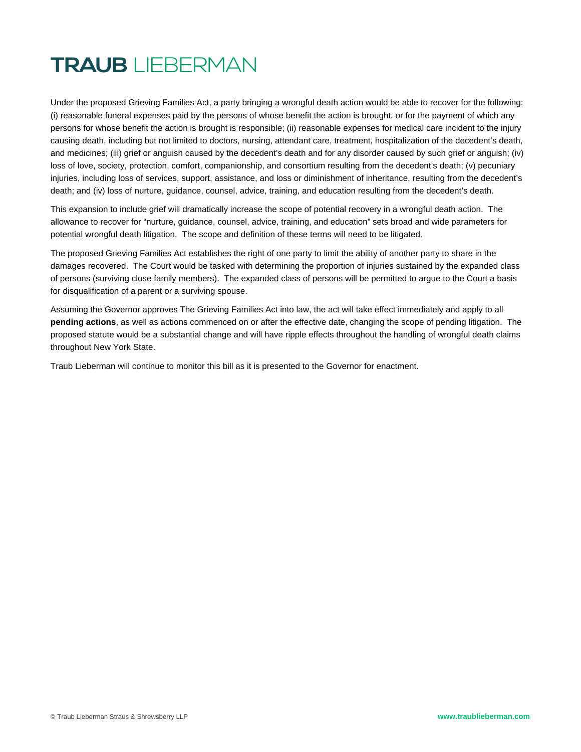Under the proposed Grieving Families Act, a party bringing a wrongful death action would be able to recover for the following: (i) reasonable funeral expenses paid by the persons of whose benefit the action is brought, or for the payment of which any persons for whose benefit the action is brought is responsible; (ii) reasonable expenses for medical care incident to the injury causing death, including but not limited to doctors, nursing, attendant care, treatment, hospitalization of the decedent's death, and medicines; (iii) grief or anguish caused by the decedent's death and for any disorder caused by such grief or anguish; (iv) loss of love, society, protection, comfort, companionship, and consortium resulting from the decedent's death; (v) pecuniary injuries, including loss of services, support, assistance, and loss or diminishment of inheritance, resulting from the decedent's death; and (iv) loss of nurture, guidance, counsel, advice, training, and education resulting from the decedent's death.

This expansion to include grief will dramatically increase the scope of potential recovery in a wrongful death action. The allowance to recover for "nurture, guidance, counsel, advice, training, and education" sets broad and wide parameters for potential wrongful death litigation. The scope and definition of these terms will need to be litigated.

The proposed Grieving Families Act establishes the right of one party to limit the ability of another party to share in the damages recovered. The Court would be tasked with determining the proportion of injuries sustained by the expanded class of persons (surviving close family members). The expanded class of persons will be permitted to argue to the Court a basis for disqualification of a parent or a surviving spouse.

Assuming the Governor approves The Grieving Families Act into law, the act will take effect immediately and apply to all **pending actions**, as well as actions commenced on or after the effective date, changing the scope of pending litigation. The proposed statute would be a substantial change and will have ripple effects throughout the handling of wrongful death claims throughout New York State.

Traub Lieberman will continue to monitor this bill as it is presented to the Governor for enactment.